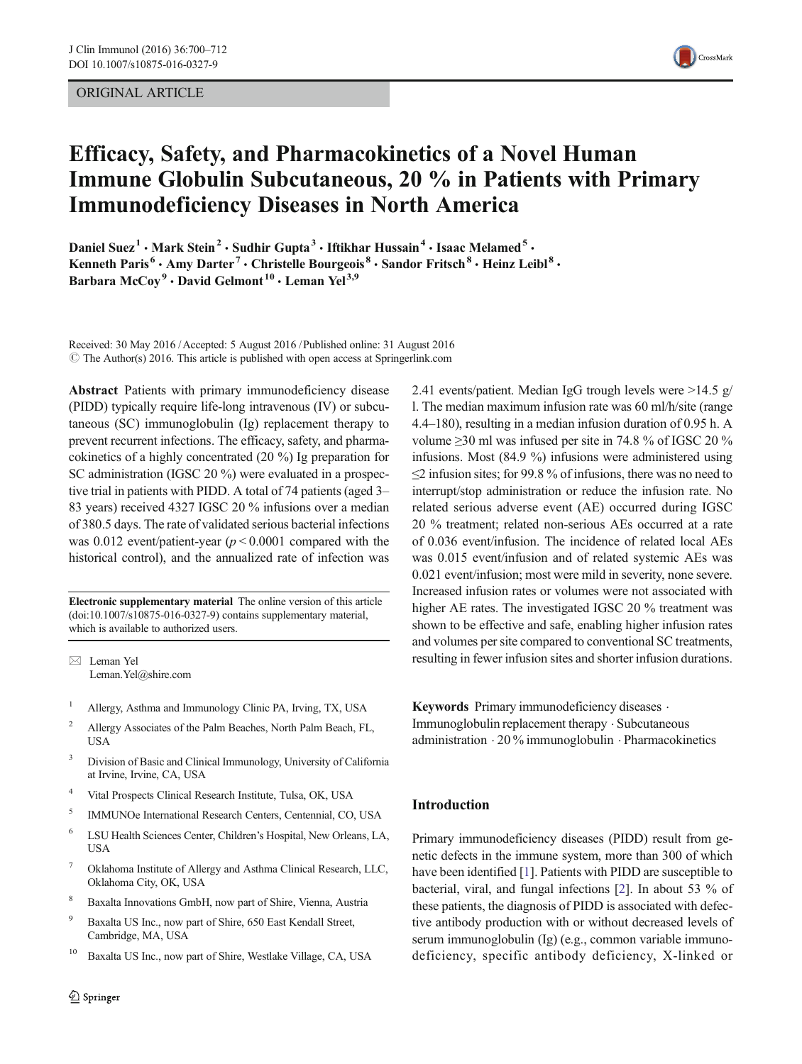ORIGINAL ARTICLE

# Efficacy, Safety, and Pharmacokinetics of a Novel Human Immune Globulin Subcutaneous, 20 % in Patients with Primary Immunodeficiency Diseases in North America

Daniel Suez[1] · Mark Stein[2] · Sudhir Gupta[3] · Iftikhar Hussain[4] · Isaac Melamed[5] · Kenneth Paris[6] · Amy Darter[7] · Christelle Bourgeois[8] · Sandor Fritsch[8] · Heinz Leibl[8] · Barbara McCoy[9] · David Gelmont[10] · Leman Yel[3,9]

Received: 30 May 2016 / Accepted: 5 August 2016 / Published online: 31 August 2016
© The Author(s) 2016. This article is published with open access at Springerlink.com

**Abstract** Patients with primary immunodeficiency disease (PIDD) typically require life-long intravenous (IV) or subcutaneous (SC) immunoglobulin (Ig) replacement therapy to prevent recurrent infections. The efficacy, safety, and pharmacokinetics of a highly concentrated (20 %) Ig preparation for SC administration (IGSC 20 %) were evaluated in a prospective trial in patients with PIDD. A total of 74 patients (aged 3–83 years) received 4327 IGSC 20 % infusions over a median of 380.5 days. The rate of validated serious bacterial infections was 0.012 event/patient-year ($p < 0.0001$ compared with the historical control), and the annualized rate of infection was 2.41 events/patient. Median IgG trough levels were >14.5 g/l. The median maximum infusion rate was 60 ml/h/site (range 4.4–180), resulting in a median infusion duration of 0.95 h. A volume ≥30 ml was infused per site in 74.8 % of IGSC 20 % infusions. Most (84.9 %) infusions were administered using ≤2 infusion sites; for 99.8 % of infusions, there was no need to interrupt/stop administration or reduce the infusion rate. No related serious adverse event (AE) occurred during IGSC 20 % treatment; related non-serious AEs occurred at a rate of 0.036 event/infusion. The incidence of related local AEs was 0.015 event/infusion and of related systemic AEs was 0.021 event/infusion; most were mild in severity, none severe. Increased infusion rates or volumes were not associated with higher AE rates. The investigated IGSC 20 % treatment was shown to be effective and safe, enabling higher infusion rates and volumes per site compared to conventional SC treatments, resulting in fewer infusion sites and shorter infusion durations.

**Keywords** Primary immunodeficiency diseases · Immunoglobulin replacement therapy · Subcutaneous administration · 20 % immunoglobulin · Pharmacokinetics

**Electronic supplementary material** The online version of this article (doi:10.1007/s10875-016-0327-9) contains supplementary material, which is available to authorized users.

✉ Leman Yel
Leman.Yel@shire.com

1. Allergy, Asthma and Immunology Clinic PA, Irving, TX, USA
2. Allergy Associates of the Palm Beaches, North Palm Beach, FL, USA
3. Division of Basic and Clinical Immunology, University of California at Irvine, Irvine, CA, USA
4. Vital Prospects Clinical Research Institute, Tulsa, OK, USA
5. IMMUNOe International Research Centers, Centennial, CO, USA
6. LSU Health Sciences Center, Children's Hospital, New Orleans, LA, USA
7. Oklahoma Institute of Allergy and Asthma Clinical Research, LLC, Oklahoma City, OK, USA
8. Baxalta Innovations GmbH, now part of Shire, Vienna, Austria
9. Baxalta US Inc., now part of Shire, 650 East Kendall Street, Cambridge, MA, USA
10. Baxalta US Inc., now part of Shire, Westlake Village, CA, USA

## Introduction

Primary immunodeficiency diseases (PIDD) result from genetic defects in the immune system, more than 300 of which have been identified [1]. Patients with PIDD are susceptible to bacterial, viral, and fungal infections [2]. In about 53 % of these patients, the diagnosis of PIDD is associated with defective antibody production with or without decreased levels of serum immunoglobulin (Ig) (e.g., common variable immunodeficiency, specific antibody deficiency, X-linked or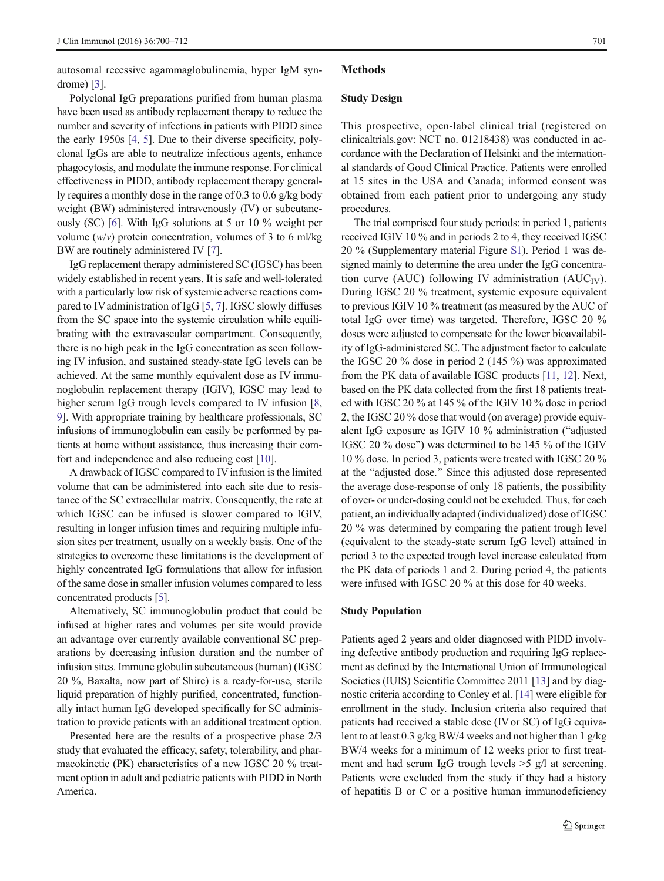autosomal recessive agammaglobulinemia, hyper IgM syndrome) [3].

Polyclonal IgG preparations purified from human plasma have been used as antibody replacement therapy to reduce the number and severity of infections in patients with PIDD since the early 1950s [4, 5]. Due to their diverse specificity, polyclonal IgGs are able to neutralize infectious agents, enhance phagocytosis, and modulate the immune response. For clinical effectiveness in PIDD, antibody replacement therapy generally requires a monthly dose in the range of 0.3 to 0.6 g/kg body weight (BW) administered intravenously (IV) or subcutaneously (SC) [6]. With IgG solutions at 5 or 10 % weight per volume (*w*/*v*) protein concentration, volumes of 3 to 6 ml/kg BW are routinely administered IV [7].

IgG replacement therapy administered SC (IGSC) has been widely established in recent years. It is safe and well-tolerated with a particularly low risk of systemic adverse reactions compared to IV administration of IgG [5, 7]. IGSC slowly diffuses from the SC space into the systemic circulation while equilibrating with the extravascular compartment. Consequently, there is no high peak in the IgG concentration as seen following IV infusion, and sustained steady-state IgG levels can be achieved. At the same monthly equivalent dose as IV immunoglobulin replacement therapy (IGIV), IGSC may lead to higher serum IgG trough levels compared to IV infusion [8, 9]. With appropriate training by healthcare professionals, SC infusions of immunoglobulin can easily be performed by patients at home without assistance, thus increasing their comfort and independence and also reducing cost [10].

A drawback of IGSC compared to IV infusion is the limited volume that can be administered into each site due to resistance of the SC extracellular matrix. Consequently, the rate at which IGSC can be infused is slower compared to IGIV, resulting in longer infusion times and requiring multiple infusion sites per treatment, usually on a weekly basis. One of the strategies to overcome these limitations is the development of highly concentrated IgG formulations that allow for infusion of the same dose in smaller infusion volumes compared to less concentrated products [5].

Alternatively, SC immunoglobulin product that could be infused at higher rates and volumes per site would provide an advantage over currently available conventional SC preparations by decreasing infusion duration and the number of infusion sites. Immune globulin subcutaneous (human) (IGSC 20 %, Baxalta, now part of Shire) is a ready-for-use, sterile liquid preparation of highly purified, concentrated, functionally intact human IgG developed specifically for SC administration to provide patients with an additional treatment option.

Presented here are the results of a prospective phase 2/3 study that evaluated the efficacy, safety, tolerability, and pharmacokinetic (PK) characteristics of a new IGSC 20 % treatment option in adult and pediatric patients with PIDD in North America.

## Methods

### Study Design

This prospective, open-label clinical trial (registered on clinicaltrials.gov: NCT no. 01218438) was conducted in accordance with the Declaration of Helsinki and the international standards of Good Clinical Practice. Patients were enrolled at 15 sites in the USA and Canada; informed consent was obtained from each patient prior to undergoing any study procedures.

The trial comprised four study periods: in period 1, patients received IGIV 10 % and in periods 2 to 4, they received IGSC 20 % (Supplementary material Figure S1). Period 1 was designed mainly to determine the area under the IgG concentration curve (AUC) following IV administration ($AUC_{IV}$). During IGSC 20 % treatment, systemic exposure equivalent to previous IGIV 10 % treatment (as measured by the AUC of total IgG over time) was targeted. Therefore, IGSC 20 % doses were adjusted to compensate for the lower bioavailability of IgG-administered SC. The adjustment factor to calculate the IGSC 20 % dose in period 2 (145 %) was approximated from the PK data of available IGSC products [11, 12]. Next, based on the PK data collected from the first 18 patients treated with IGSC 20 % at 145 % of the IGIV 10 % dose in period 2, the IGSC 20 % dose that would (on average) provide equivalent IgG exposure as IGIV 10 % administration ("adjusted IGSC 20 % dose") was determined to be 145 % of the IGIV 10 % dose. In period 3, patients were treated with IGSC 20 % at the "adjusted dose." Since this adjusted dose represented the average dose-response of only 18 patients, the possibility of over- or under-dosing could not be excluded. Thus, for each patient, an individually adapted (individualized) dose of IGSC 20 % was determined by comparing the patient trough level (equivalent to the steady-state serum IgG level) attained in period 3 to the expected trough level increase calculated from the PK data of periods 1 and 2. During period 4, the patients were infused with IGSC 20 % at this dose for 40 weeks.

### Study Population

Patients aged 2 years and older diagnosed with PIDD involving defective antibody production and requiring IgG replacement as defined by the International Union of Immunological Societies (IUIS) Scientific Committee 2011 [13] and by diagnostic criteria according to Conley et al. [14] were eligible for enrollment in the study. Inclusion criteria also required that patients had received a stable dose (IV or SC) of IgG equivalent to at least 0.3 g/kg BW/4 weeks and not higher than 1 g/kg BW/4 weeks for a minimum of 12 weeks prior to first treatment and had serum IgG trough levels >5 g/l at screening. Patients were excluded from the study if they had a history of hepatitis B or C or a positive human immunodeficiency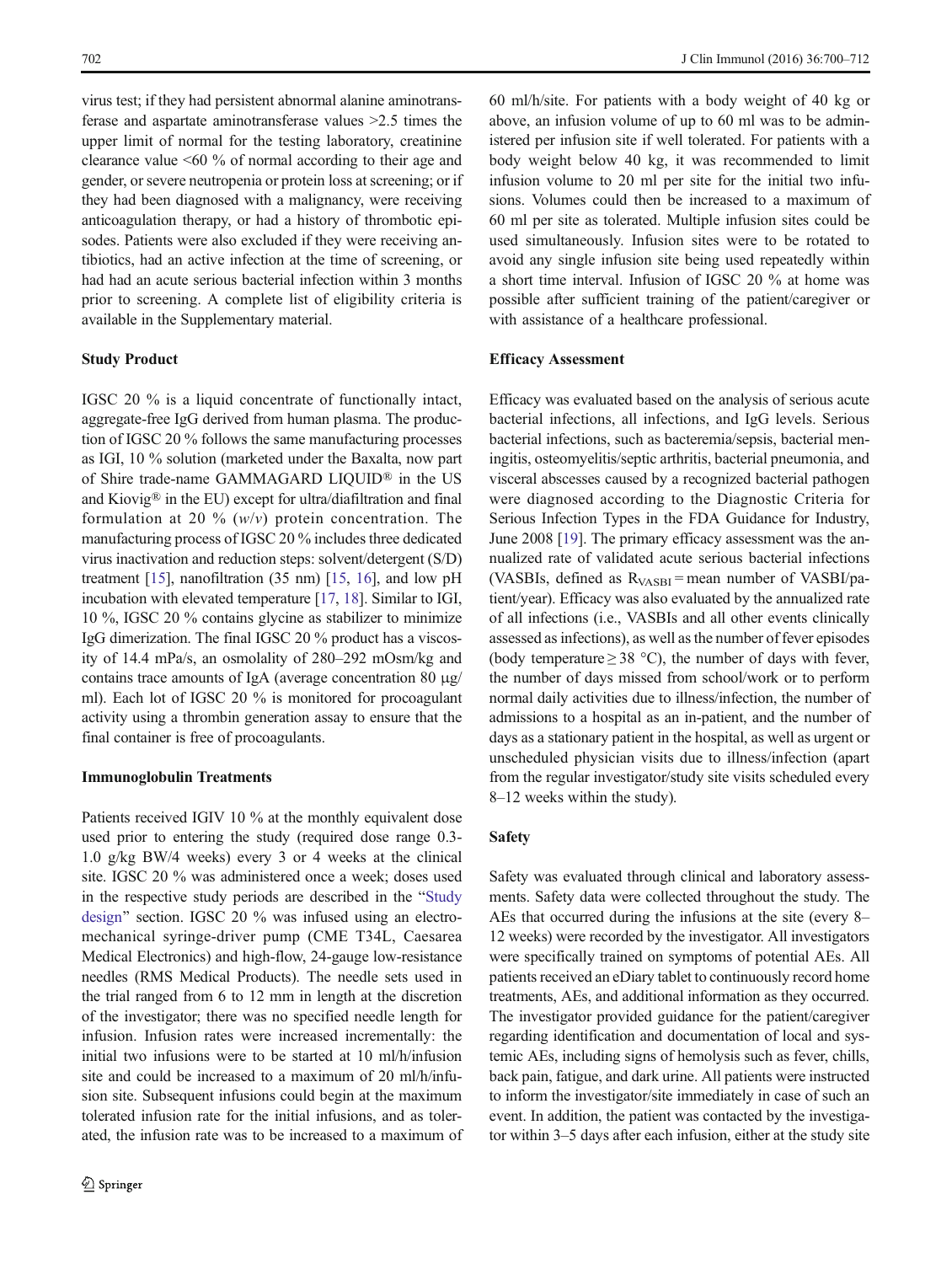virus test; if they had persistent abnormal alanine aminotransferase and aspartate aminotransferase values >2.5 times the upper limit of normal for the testing laboratory, creatinine clearance value <60 % of normal according to their age and gender, or severe neutropenia or protein loss at screening; or if they had been diagnosed with a malignancy, were receiving anticoagulation therapy, or had a history of thrombotic episodes. Patients were also excluded if they were receiving antibiotics, had an active infection at the time of screening, or had had an acute serious bacterial infection within 3 months prior to screening. A complete list of eligibility criteria is available in the Supplementary material.

### Study Product

IGSC 20 % is a liquid concentrate of functionally intact, aggregate-free IgG derived from human plasma. The production of IGSC 20 % follows the same manufacturing processes as IGI, 10 % solution (marketed under the Baxalta, now part of Shire trade-name GAMMAGARD LIQUID® in the US and Kiovig® in the EU) except for ultra/diafiltration and final formulation at 20 % (*w*/*v*) protein concentration. The manufacturing process of IGSC 20 % includes three dedicated virus inactivation and reduction steps: solvent/detergent (S/D) treatment [15], nanofiltration (35 nm) [15, 16], and low pH incubation with elevated temperature [17, 18]. Similar to IGI, 10 %, IGSC 20 % contains glycine as stabilizer to minimize IgG dimerization. The final IGSC 20 % product has a viscosity of 14.4 mPa/s, an osmolality of 280–292 mOsm/kg and contains trace amounts of IgA (average concentration 80 μg/ml). Each lot of IGSC 20 % is monitored for procoagulant activity using a thrombin generation assay to ensure that the final container is free of procoagulants.

### Immunoglobulin Treatments

Patients received IGIV 10 % at the monthly equivalent dose used prior to entering the study (required dose range 0.3-1.0 g/kg BW/4 weeks) every 3 or 4 weeks at the clinical site. IGSC 20 % was administered once a week; doses used in the respective study periods are described in the "Study design" section. IGSC 20 % was infused using an electromechanical syringe-driver pump (CME T34L, Caesarea Medical Electronics) and high-flow, 24-gauge low-resistance needles (RMS Medical Products). The needle sets used in the trial ranged from 6 to 12 mm in length at the discretion of the investigator; there was no specified needle length for infusion. Infusion rates were increased incrementally: the initial two infusions were to be started at 10 ml/h/infusion site and could be increased to a maximum of 20 ml/h/infusion site. Subsequent infusions could begin at the maximum tolerated infusion rate for the initial infusions, and as tolerated, the infusion rate was to be increased to a maximum of 60 ml/h/site. For patients with a body weight of 40 kg or above, an infusion volume of up to 60 ml was to be administered per infusion site if well tolerated. For patients with a body weight below 40 kg, it was recommended to limit infusion volume to 20 ml per site for the initial two infusions. Volumes could then be increased to a maximum of 60 ml per site as tolerated. Multiple infusion sites could be used simultaneously. Infusion sites were to be rotated to avoid any single infusion site being used repeatedly within a short time interval. Infusion of IGSC 20 % at home was possible after sufficient training of the patient/caregiver or with assistance of a healthcare professional.

### Efficacy Assessment

Efficacy was evaluated based on the analysis of serious acute bacterial infections, all infections, and IgG levels. Serious bacterial infections, such as bacteremia/sepsis, bacterial meningitis, osteomyelitis/septic arthritis, bacterial pneumonia, and visceral abscesses caused by a recognized bacterial pathogen were diagnosed according to the Diagnostic Criteria for Serious Infection Types in the FDA Guidance for Industry, June 2008 [19]. The primary efficacy assessment was the annualized rate of validated acute serious bacterial infections (VASBIs, defined as $R_{VASBI}$ = mean number of VASBI/patient/year). Efficacy was also evaluated by the annualized rate of all infections (i.e., VASBIs and all other events clinically assessed as infections), as well as the number of fever episodes (body temperature ≥ 38 °C), the number of days with fever, the number of days missed from school/work or to perform normal daily activities due to illness/infection, the number of admissions to a hospital as an in-patient, and the number of days as a stationary patient in the hospital, as well as urgent or unscheduled physician visits due to illness/infection (apart from the regular investigator/study site visits scheduled every 8–12 weeks within the study).

### Safety

Safety was evaluated through clinical and laboratory assessments. Safety data were collected throughout the study. The AEs that occurred during the infusions at the site (every 8–12 weeks) were recorded by the investigator. All investigators were specifically trained on symptoms of potential AEs. All patients received an eDiary tablet to continuously record home treatments, AEs, and additional information as they occurred. The investigator provided guidance for the patient/caregiver regarding identification and documentation of local and systemic AEs, including signs of hemolysis such as fever, chills, back pain, fatigue, and dark urine. All patients were instructed to inform the investigator/site immediately in case of such an event. In addition, the patient was contacted by the investigator within 3–5 days after each infusion, either at the study site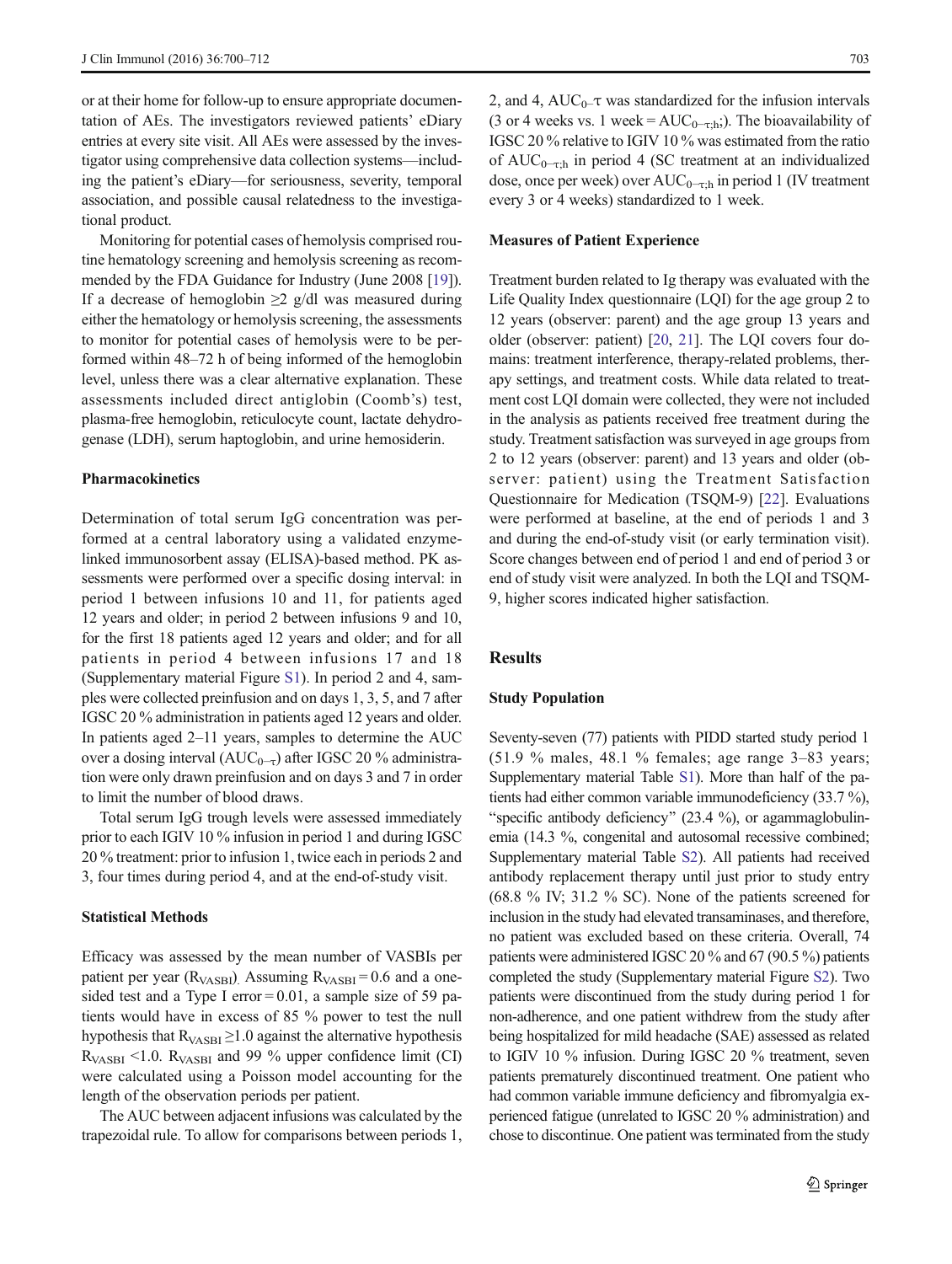or at their home for follow-up to ensure appropriate documentation of AEs. The investigators reviewed patients' eDiary entries at every site visit. All AEs were assessed by the investigator using comprehensive data collection systems—including the patient's eDiary—for seriousness, severity, temporal association, and possible causal relatedness to the investigational product.

Monitoring for potential cases of hemolysis comprised routine hematology screening and hemolysis screening as recommended by the FDA Guidance for Industry (June 2008 [19]). If a decrease of hemoglobin ≥2 g/dl was measured during either the hematology or hemolysis screening, the assessments to monitor for potential cases of hemolysis were to be performed within 48–72 h of being informed of the hemoglobin level, unless there was a clear alternative explanation. These assessments included direct antiglobin (Coomb's) test, plasma-free hemoglobin, reticulocyte count, lactate dehydrogenase (LDH), serum haptoglobin, and urine hemosiderin.

### Pharmacokinetics

Determination of total serum IgG concentration was performed at a central laboratory using a validated enzyme-linked immunosorbent assay (ELISA)-based method. PK assessments were performed over a specific dosing interval: in period 1 between infusions 10 and 11, for patients aged 12 years and older; in period 2 between infusions 9 and 10, for the first 18 patients aged 12 years and older; and for all patients in period 4 between infusions 17 and 18 (Supplementary material Figure S1). In period 2 and 4, samples were collected preinfusion and on days 1, 3, 5, and 7 after IGSC 20 % administration in patients aged 12 years and older. In patients aged 2–11 years, samples to determine the AUC over a dosing interval ($AUC_{0-\tau}$) after IGSC 20 % administration were only drawn preinfusion and on days 3 and 7 in order to limit the number of blood draws.

Total serum IgG trough levels were assessed immediately prior to each IGIV 10 % infusion in period 1 and during IGSC 20 % treatment: prior to infusion 1, twice each in periods 2 and 3, four times during period 4, and at the end-of-study visit.

### Statistical Methods

Efficacy was assessed by the mean number of VASBIs per patient per year ($R_{VASBI}$). Assuming $R_{VASBI} = 0.6$ and a one-sided test and a Type I error = 0.01, a sample size of 59 patients would have in excess of 85 % power to test the null hypothesis that $R_{VASBI} \geq 1.0$ against the alternative hypothesis $R_{VASBI} < 1.0$. $R_{VASBI}$ and 99 % upper confidence limit (CI) were calculated using a Poisson model accounting for the length of the observation periods per patient.

The AUC between adjacent infusions was calculated by the trapezoidal rule. To allow for comparisons between periods 1, 2, and 4, $AUC_{0-\tau}$ was standardized for the infusion intervals (3 or 4 weeks vs. 1 week = $AUC_{0-\tau;h}$). The bioavailability of IGSC 20 % relative to IGIV 10 % was estimated from the ratio of $AUC_{0-\tau;h}$ in period 4 (SC treatment at an individualized dose, once per week) over $AUC_{0-\tau;h}$ in period 1 (IV treatment every 3 or 4 weeks) standardized to 1 week.

### Measures of Patient Experience

Treatment burden related to Ig therapy was evaluated with the Life Quality Index questionnaire (LQI) for the age group 2 to 12 years (observer: parent) and the age group 13 years and older (observer: patient) [20, 21]. The LQI covers four domains: treatment interference, therapy-related problems, therapy settings, and treatment costs. While data related to treatment cost LQI domain were collected, they were not included in the analysis as patients received free treatment during the study. Treatment satisfaction was surveyed in age groups from 2 to 12 years (observer: parent) and 13 years and older (observer: patient) using the Treatment Satisfaction Questionnaire for Medication (TSQM-9) [22]. Evaluations were performed at baseline, at the end of periods 1 and 3 and during the end-of-study visit (or early termination visit). Score changes between end of period 1 and end of period 3 or end of study visit were analyzed. In both the LQI and TSQM-9, higher scores indicated higher satisfaction.

## Results

### Study Population

Seventy-seven (77) patients with PIDD started study period 1 (51.9 % males, 48.1 % females; age range 3–83 years; Supplementary material Table S1). More than half of the patients had either common variable immunodeficiency (33.7 %), "specific antibody deficiency" (23.4 %), or agammaglobulinemia (14.3 %, congenital and autosomal recessive combined; Supplementary material Table S2). All patients had received antibody replacement therapy until just prior to study entry (68.8 % IV; 31.2 % SC). None of the patients screened for inclusion in the study had elevated transaminases, and therefore, no patient was excluded based on these criteria. Overall, 74 patients were administered IGSC 20 % and 67 (90.5 %) patients completed the study (Supplementary material Figure S2). Two patients were discontinued from the study during period 1 for non-adherence, and one patient withdrew from the study after being hospitalized for mild headache (SAE) assessed as related to IGIV 10 % infusion. During IGSC 20 % treatment, seven patients prematurely discontinued treatment. One patient who had common variable immune deficiency and fibromyalgia experienced fatigue (unrelated to IGSC 20 % administration) and chose to discontinue. One patient was terminated from the study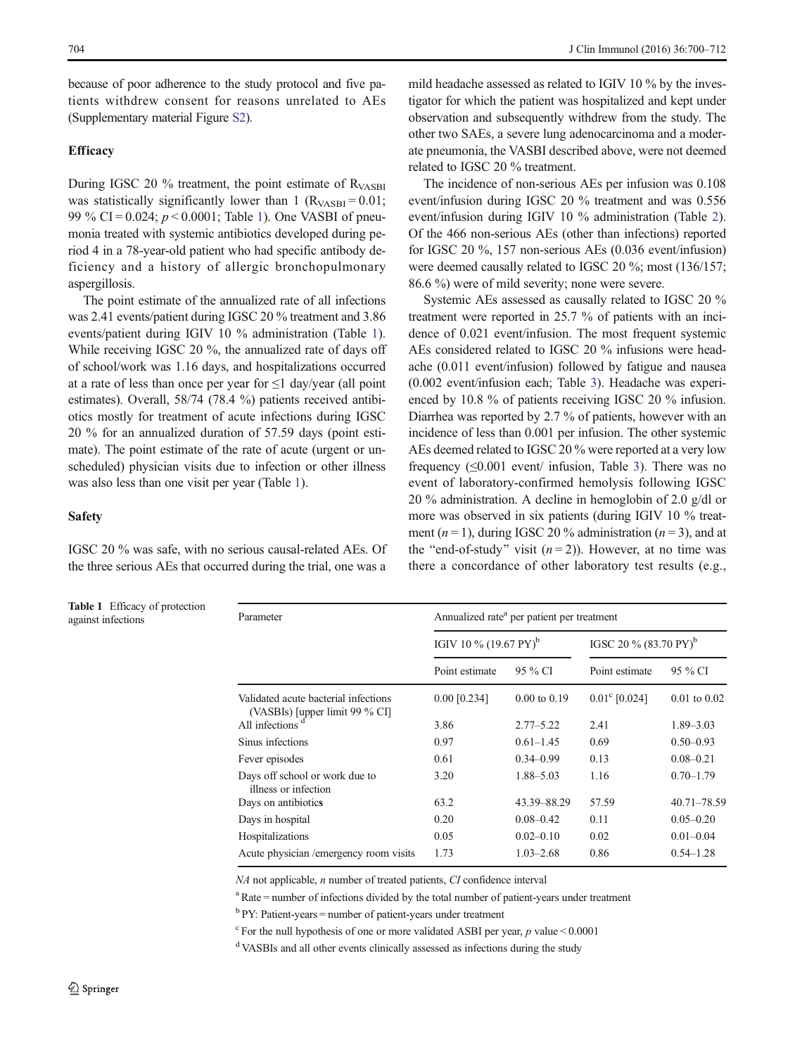because of poor adherence to the study protocol and five patients withdrew consent for reasons unrelated to AEs (Supplementary material Figure S2).

### Efficacy

During IGSC 20 % treatment, the point estimate of $R_{VASBI}$ was statistically significantly lower than 1 ($R_{VASBI} = 0.01$; 99 % CI = 0.024; $p < 0.0001$; Table 1). One VASBI of pneumonia treated with systemic antibiotics developed during period 4 in a 78-year-old patient who had specific antibody deficiency and a history of allergic bronchopulmonary aspergillosis.

The point estimate of the annualized rate of all infections was 2.41 events/patient during IGSC 20 % treatment and 3.86 events/patient during IGIV 10 % administration (Table 1). While receiving IGSC 20 %, the annualized rate of days off of school/work was 1.16 days, and hospitalizations occurred at a rate of less than once per year for ≤1 day/year (all point estimates). Overall, 58/74 (78.4 %) patients received antibiotics mostly for treatment of acute infections during IGSC 20 % for an annualized duration of 57.59 days (point estimate). The point estimate of the rate of acute (urgent or unscheduled) physician visits due to infection or other illness was also less than one visit per year (Table 1).

### Safety

IGSC 20 % was safe, with no serious causal-related AEs. Of the three serious AEs that occurred during the trial, one was a mild headache assessed as related to IGIV 10 % by the investigator for which the patient was hospitalized and kept under observation and subsequently withdrew from the study. The other two SAEs, a severe lung adenocarcinoma and a moderate pneumonia, the VASBI described above, were not deemed related to IGSC 20 % treatment.

The incidence of non-serious AEs per infusion was 0.108 event/infusion during IGSC 20 % treatment and was 0.556 event/infusion during IGIV 10 % administration (Table 2). Of the 466 non-serious AEs (other than infections) reported for IGSC 20 %, 157 non-serious AEs (0.036 event/infusion) were deemed causally related to IGSC 20 %; most (136/157; 86.6 %) were of mild severity; none were severe.

Systemic AEs assessed as causally related to IGSC 20 % treatment were reported in 25.7 % of patients with an incidence of 0.021 event/infusion. The most frequent systemic AEs considered related to IGSC 20 % infusions were headache (0.011 event/infusion) followed by fatigue and nausea (0.002 event/infusion each; Table 3). Headache was experienced by 10.8 % of patients receiving IGSC 20 % infusion. Diarrhea was reported by 2.7 % of patients, however with an incidence of less than 0.001 per infusion. The other systemic AEs deemed related to IGSC 20 % were reported at a very low frequency (≤0.001 event/ infusion, Table 3). There was no event of laboratory-confirmed hemolysis following IGSC 20 % administration. A decline in hemoglobin of 2.0 g/dl or more was observed in six patients (during IGIV 10 % treatment ($n = 1$), during IGSC 20 % administration ($n = 3$), and at the "end-of-study" visit ($n = 2$)). However, at no time was there a concordance of other laboratory test results (e.g.,

**Table 1** Efficacy of protection against infections

| Parameter | Annualized rate[a] per patient per treatment | | | |
|---|---|---|---|---|
| | IGIV 10 % (19.67 PY)[b] | | IGSC 20 % (83.70 PY)[b] | |
| | Point estimate | 95 % CI | Point estimate | 95 % CI |
| Validated acute bacterial infections (VASBIs) [upper limit 99 % CI] | 0.00 [0.234] | 0.00 to 0.19 | 0.01[c] [0.024] | 0.01 to 0.02 |
| All infections[d] | 3.86 | 2.77–5.22 | 2.41 | 1.89–3.03 |
| Sinus infections | 0.97 | 0.61–1.45 | 0.69 | 0.50–0.93 |
| Fever episodes | 0.61 | 0.34–0.99 | 0.13 | 0.08–0.21 |
| Days off school or work due to illness or infection | 3.20 | 1.88–5.03 | 1.16 | 0.70–1.79 |
| Days on antibiotics | 63.2 | 43.39–88.29 | 57.59 | 40.71–78.59 |
| Days in hospital | 0.20 | 0.08–0.42 | 0.11 | 0.05–0.20 |
| Hospitalizations | 0.05 | 0.02–0.10 | 0.02 | 0.01–0.04 |
| Acute physician /emergency room visits | 1.73 | 1.03–2.68 | 0.86 | 0.54–1.28 |

*NA* not applicable, *n* number of treated patients, *CI* confidence interval

[a] Rate = number of infections divided by the total number of patient-years under treatment

[b] PY: Patient-years = number of patient-years under treatment

[c] For the null hypothesis of one or more validated ASBI per year, $p$ value < 0.0001

[d] VASBIs and all other events clinically assessed as infections during the study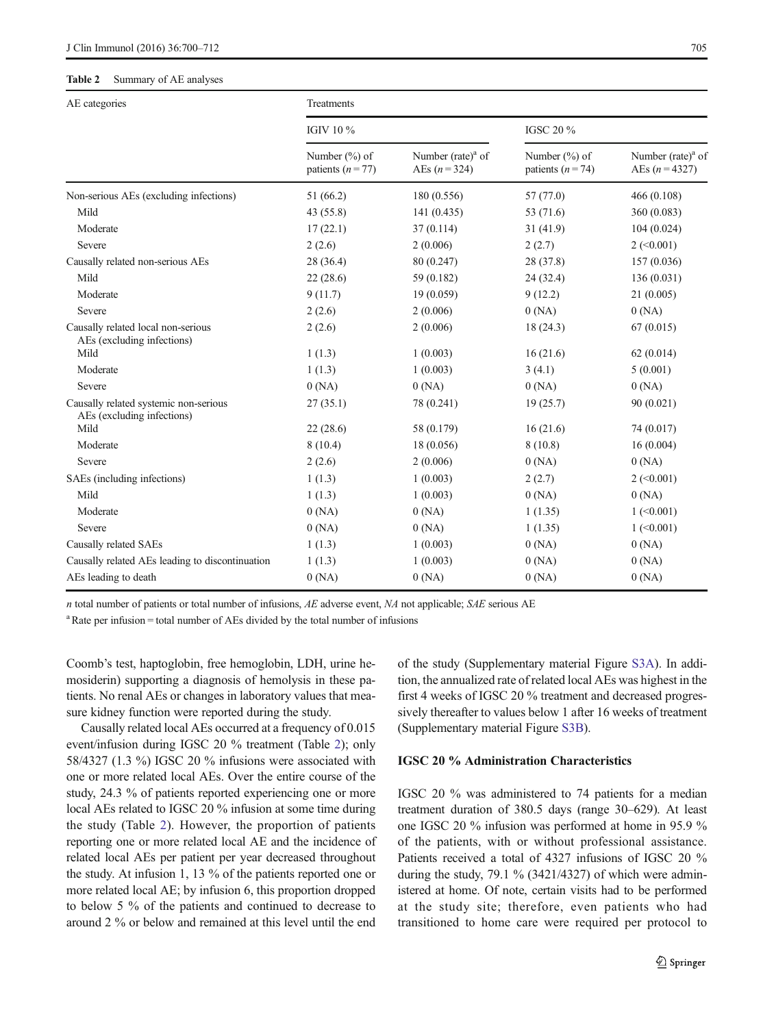**Table 2** Summary of AE analyses

| AE categories | Treatments | | | |
|---|---|---|---|---|
| | IGIV 10 % | | IGSC 20 % | |
| | Number (%) of patients ($n = 77$) | Number (rate)[a] of AEs ($n = 324$) | Number (%) of patients ($n = 74$) | Number (rate)[a] of AEs ($n = 4327$) |
| Non-serious AEs (excluding infections) | 51 (66.2) | 180 (0.556) | 57 (77.0) | 466 (0.108) |
| Mild | 43 (55.8) | 141 (0.435) | 53 (71.6) | 360 (0.083) |
| Moderate | 17 (22.1) | 37 (0.114) | 31 (41.9) | 104 (0.024) |
| Severe | 2 (2.6) | 2 (0.006) | 2 (2.7) | 2 (<0.001) |
| Causally related non-serious AEs | 28 (36.4) | 80 (0.247) | 28 (37.8) | 157 (0.036) |
| Mild | 22 (28.6) | 59 (0.182) | 24 (32.4) | 136 (0.031) |
| Moderate | 9 (11.7) | 19 (0.059) | 9 (12.2) | 21 (0.005) |
| Severe | 2 (2.6) | 2 (0.006) | 0 (NA) | 0 (NA) |
| Causally related local non-serious AEs (excluding infections) | 2 (2.6) | 2 (0.006) | 18 (24.3) | 67 (0.015) |
| Mild | 1 (1.3) | 1 (0.003) | 16 (21.6) | 62 (0.014) |
| Moderate | 1 (1.3) | 1 (0.003) | 3 (4.1) | 5 (0.001) |
| Severe | 0 (NA) | 0 (NA) | 0 (NA) | 0 (NA) |
| Causally related systemic non-serious AEs (excluding infections) | 27 (35.1) | 78 (0.241) | 19 (25.7) | 90 (0.021) |
| Mild | 22 (28.6) | 58 (0.179) | 16 (21.6) | 74 (0.017) |
| Moderate | 8 (10.4) | 18 (0.056) | 8 (10.8) | 16 (0.004) |
| Severe | 2 (2.6) | 2 (0.006) | 0 (NA) | 0 (NA) |
| SAEs (including infections) | 1 (1.3) | 1 (0.003) | 2 (2.7) | 2 (<0.001) |
| Mild | 1 (1.3) | 1 (0.003) | 0 (NA) | 0 (NA) |
| Moderate | 0 (NA) | 0 (NA) | 1 (1.35) | 1 (<0.001) |
| Severe | 0 (NA) | 0 (NA) | 1 (1.35) | 1 (<0.001) |
| Causally related SAEs | 1 (1.3) | 1 (0.003) | 0 (NA) | 0 (NA) |
| Causally related AEs leading to discontinuation | 1 (1.3) | 1 (0.003) | 0 (NA) | 0 (NA) |
| AEs leading to death | 0 (NA) | 0 (NA) | 0 (NA) | 0 (NA) |

*n* total number of patients or total number of infusions, *AE* adverse event, *NA* not applicable; *SAE* serious AE

[a] Rate per infusion = total number of AEs divided by the total number of infusions

Coomb's test, haptoglobin, free hemoglobin, LDH, urine hemosiderin) supporting a diagnosis of hemolysis in these patients. No renal AEs or changes in laboratory values that measure kidney function were reported during the study.

Causally related local AEs occurred at a frequency of 0.015 event/infusion during IGSC 20 % treatment (Table 2); only 58/4327 (1.3 %) IGSC 20 % infusions were associated with one or more related local AEs. Over the entire course of the study, 24.3 % of patients reported experiencing one or more local AEs related to IGSC 20 % infusion at some time during the study (Table 2). However, the proportion of patients reporting one or more related local AE and the incidence of related local AEs per patient per year decreased throughout the study. At infusion 1, 13 % of the patients reported one or more related local AE; by infusion 6, this proportion dropped to below 5 % of the patients and continued to decrease to around 2 % or below and remained at this level until the end of the study (Supplementary material Figure S3A). In addition, the annualized rate of related local AEs was highest in the first 4 weeks of IGSC 20 % treatment and decreased progressively thereafter to values below 1 after 16 weeks of treatment (Supplementary material Figure S3B).

### IGSC 20 % Administration Characteristics

IGSC 20 % was administered to 74 patients for a median treatment duration of 380.5 days (range 30–629). At least one IGSC 20 % infusion was performed at home in 95.9 % of the patients, with or without professional assistance. Patients received a total of 4327 infusions of IGSC 20 % during the study, 79.1 % (3421/4327) of which were administered at home. Of note, certain visits had to be performed at the study site; therefore, even patients who had transitioned to home care were required per protocol to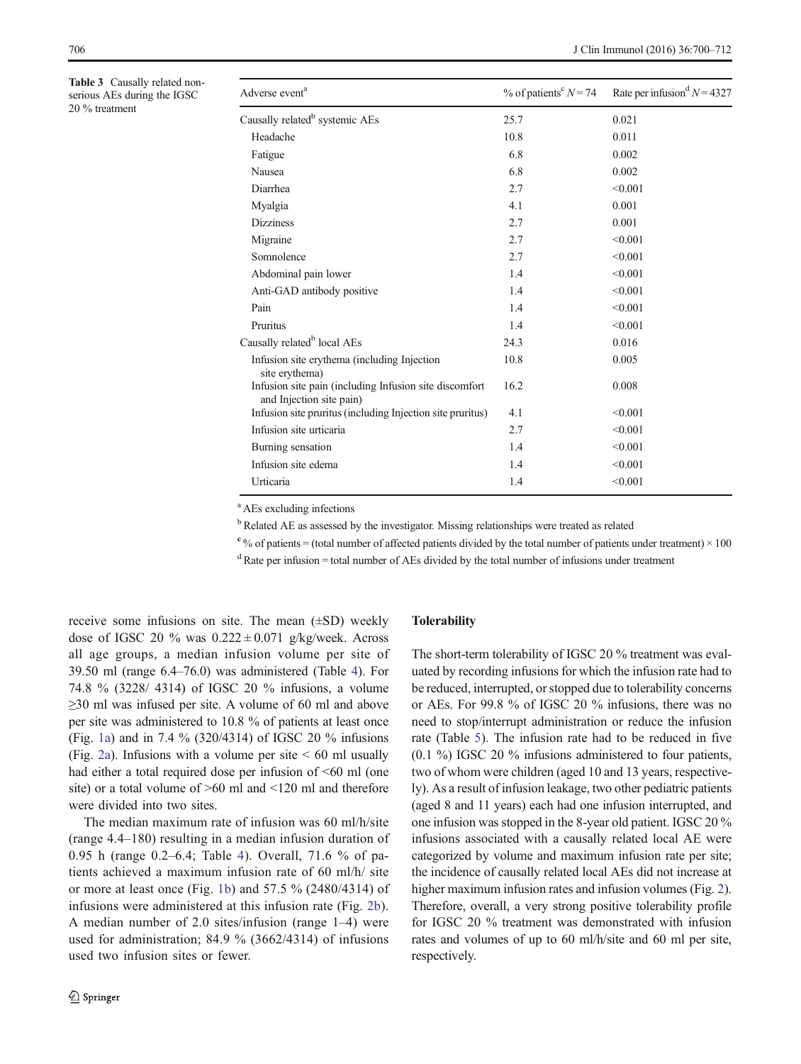**Table 3** Causally related non-serious AEs during the IGSC 20 % treatment

| Adverse event[a] | % of patients[c] $N = 74$ | Rate per infusion[d] $N = 4327$ |
|---|---|---|
| Causally related[b] systemic AEs | 25.7 | 0.021 |
| Headache | 10.8 | 0.011 |
| Fatigue | 6.8 | 0.002 |
| Nausea | 6.8 | 0.002 |
| Diarrhea | 2.7 | <0.001 |
| Myalgia | 4.1 | 0.001 |
| Dizziness | 2.7 | 0.001 |
| Migraine | 2.7 | <0.001 |
| Somnolence | 2.7 | <0.001 |
| Abdominal pain lower | 1.4 | <0.001 |
| Anti-GAD antibody positive | 1.4 | <0.001 |
| Pain | 1.4 | <0.001 |
| Pruritus | 1.4 | <0.001 |
| Causally related[b] local AEs | 24.3 | 0.016 |
| Infusion site erythema (including Injection site erythema) | 10.8 | 0.005 |
| Infusion site pain (including Infusion site discomfort and Injection site pain) | 16.2 | 0.008 |
| Infusion site pruritus (including Injection site pruritus) | 4.1 | <0.001 |
| Infusion site urticaria | 2.7 | <0.001 |
| Burning sensation | 1.4 | <0.001 |
| Infusion site edema | 1.4 | <0.001 |
| Urticaria | 1.4 | <0.001 |

[a] AEs excluding infections

[b] Related AE as assessed by the investigator. Missing relationships were treated as related

[c] % of patients = (total number of affected patients divided by the total number of patients under treatment) × 100

[d] Rate per infusion = total number of AEs divided by the total number of infusions under treatment

receive some infusions on site. The mean (±SD) weekly dose of IGSC 20 % was 0.222 ± 0.071 g/kg/week. Across all age groups, a median infusion volume per site of 39.50 ml (range 6.4–76.0) was administered (Table 4). For 74.8 % (3228/ 4314) of IGSC 20 % infusions, a volume ≥30 ml was infused per site. A volume of 60 ml and above per site was administered to 10.8 % of patients at least once (Fig. 1a) and in 7.4 % (320/4314) of IGSC 20 % infusions (Fig. 2a). Infusions with a volume per site < 60 ml usually had either a total required dose per infusion of <60 ml (one site) or a total volume of >60 ml and <120 ml and therefore were divided into two sites.

The median maximum rate of infusion was 60 ml/h/site (range 4.4–180) resulting in a median infusion duration of 0.95 h (range 0.2–6.4; Table 4). Overall, 71.6 % of patients achieved a maximum infusion rate of 60 ml/h/ site or more at least once (Fig. 1b) and 57.5 % (2480/4314) of infusions were administered at this infusion rate (Fig. 2b). A median number of 2.0 sites/infusion (range 1–4) were used for administration; 84.9 % (3662/4314) of infusions used two infusion sites or fewer.

### Tolerability

The short-term tolerability of IGSC 20 % treatment was evaluated by recording infusions for which the infusion rate had to be reduced, interrupted, or stopped due to tolerability concerns or AEs. For 99.8 % of IGSC 20 % infusions, there was no need to stop/interrupt administration or reduce the infusion rate (Table 5). The infusion rate had to be reduced in five (0.1 %) IGSC 20 % infusions administered to four patients, two of whom were children (aged 10 and 13 years, respectively). As a result of infusion leakage, two other pediatric patients (aged 8 and 11 years) each had one infusion interrupted, and one infusion was stopped in the 8-year old patient. IGSC 20 % infusions associated with a causally related local AE were categorized by volume and maximum infusion rate per site; the incidence of causally related local AEs did not increase at higher maximum infusion rates and infusion volumes (Fig. 2). Therefore, overall, a very strong positive tolerability profile for IGSC 20 % treatment was demonstrated with infusion rates and volumes of up to 60 ml/h/site and 60 ml per site, respectively.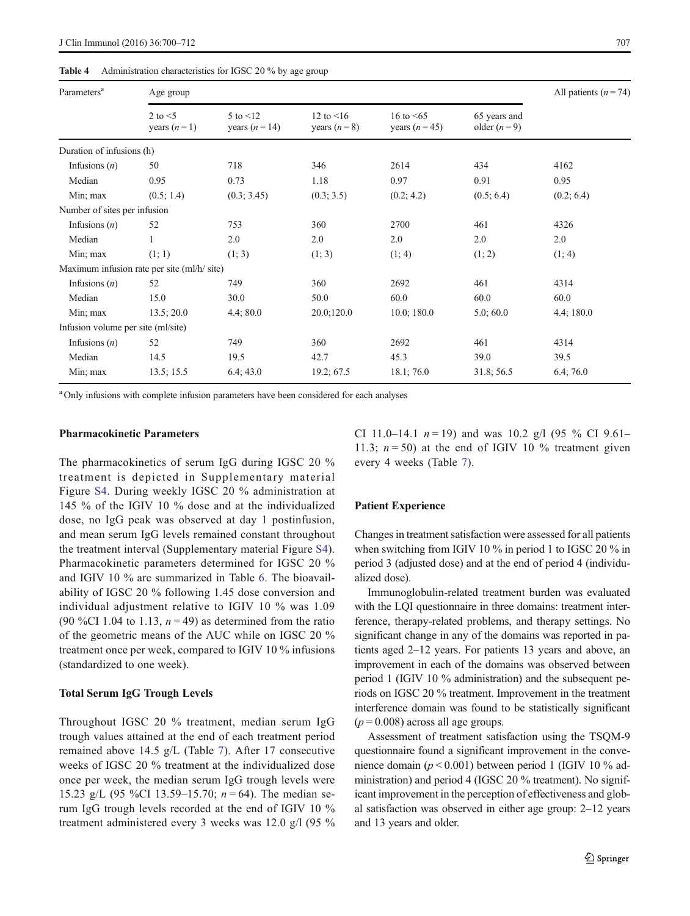**Table 4** Administration characteristics for IGSC 20 % by age group

| Parameters[a] | Age group | | | | | All patients ($n=74$) |
|---|---|---|---|---|---|---|
| | 2 to <5 years ($n=1$) | 5 to <12 years ($n=14$) | 12 to <16 years ($n=8$) | 16 to <65 years ($n=45$) | 65 years and older ($n=9$) | |
| Duration of infusions (h) | | | | | | |
| Infusions ($n$) | 50 | 718 | 346 | 2614 | 434 | 4162 |
| Median | 0.95 | 0.73 | 1.18 | 0.97 | 0.91 | 0.95 |
| Min; max | (0.5; 1.4) | (0.3; 3.45) | (0.3; 3.5) | (0.2; 4.2) | (0.5; 6.4) | (0.2; 6.4) |
| Number of sites per infusion | | | | | | |
| Infusions ($n$) | 52 | 753 | 360 | 2700 | 461 | 4326 |
| Median | 1 | 2.0 | 2.0 | 2.0 | 2.0 | 2.0 |
| Min; max | (1; 1) | (1; 3) | (1; 3) | (1; 4) | (1; 2) | (1; 4) |
| Maximum infusion rate per site (ml/h/ site) | | | | | | |
| Infusions ($n$) | 52 | 749 | 360 | 2692 | 461 | 4314 |
| Median | 15.0 | 30.0 | 50.0 | 60.0 | 60.0 | 60.0 |
| Min; max | 13.5; 20.0 | 4.4; 80.0 | 20.0;120.0 | 10.0; 180.0 | 5.0; 60.0 | 4.4; 180.0 |
| Infusion volume per site (ml/site) | | | | | | |
| Infusions ($n$) | 52 | 749 | 360 | 2692 | 461 | 4314 |
| Median | 14.5 | 19.5 | 42.7 | 45.3 | 39.0 | 39.5 |
| Min; max | 13.5; 15.5 | 6.4; 43.0 | 19.2; 67.5 | 18.1; 76.0 | 31.8; 56.5 | 6.4; 76.0 |

[a] Only infusions with complete infusion parameters have been considered for each analyses

### Pharmacokinetic Parameters

The pharmacokinetics of serum IgG during IGSC 20 % treatment is depicted in Supplementary material Figure S4. During weekly IGSC 20 % administration at 145 % of the IGIV 10 % dose and at the individualized dose, no IgG peak was observed at day 1 postinfusion, and mean serum IgG levels remained constant throughout the treatment interval (Supplementary material Figure S4). Pharmacokinetic parameters determined for IGSC 20 % and IGIV 10 % are summarized in Table 6. The bioavailability of IGSC 20 % following 1.45 dose conversion and individual adjustment relative to IGIV 10 % was 1.09 (90 %CI 1.04 to 1.13, $n=49$) as determined from the ratio of the geometric means of the AUC while on IGSC 20 % treatment once per week, compared to IGIV 10 % infusions (standardized to one week).

### Total Serum IgG Trough Levels

Throughout IGSC 20 % treatment, median serum IgG trough values attained at the end of each treatment period remained above 14.5 g/L (Table 7). After 17 consecutive weeks of IGSC 20 % treatment at the individualized dose once per week, the median serum IgG trough levels were 15.23 g/L (95 %CI 13.59–15.70; $n=64$). The median serum IgG trough levels recorded at the end of IGIV 10 % treatment administered every 3 weeks was 12.0 g/l (95 % CI 11.0–14.1 $n=19$) and was 10.2 g/l (95 % CI 9.61–11.3; $n=50$) at the end of IGIV 10 % treatment given every 4 weeks (Table 7).

### Patient Experience

Changes in treatment satisfaction were assessed for all patients when switching from IGIV 10 % in period 1 to IGSC 20 % in period 3 (adjusted dose) and at the end of period 4 (individualized dose).

Immunoglobulin-related treatment burden was evaluated with the LQI questionnaire in three domains: treatment interference, therapy-related problems, and therapy settings. No significant change in any of the domains was reported in patients aged 2–12 years. For patients 13 years and above, an improvement in each of the domains was observed between period 1 (IGIV 10 % administration) and the subsequent periods on IGSC 20 % treatment. Improvement in the treatment interference domain was found to be statistically significant ($p=0.008$) across all age groups.

Assessment of treatment satisfaction using the TSQM-9 questionnaire found a significant improvement in the convenience domain ($p<0.001$) between period 1 (IGIV 10 % administration) and period 4 (IGSC 20 % treatment). No significant improvement in the perception of effectiveness and global satisfaction was observed in either age group: 2–12 years and 13 years and older.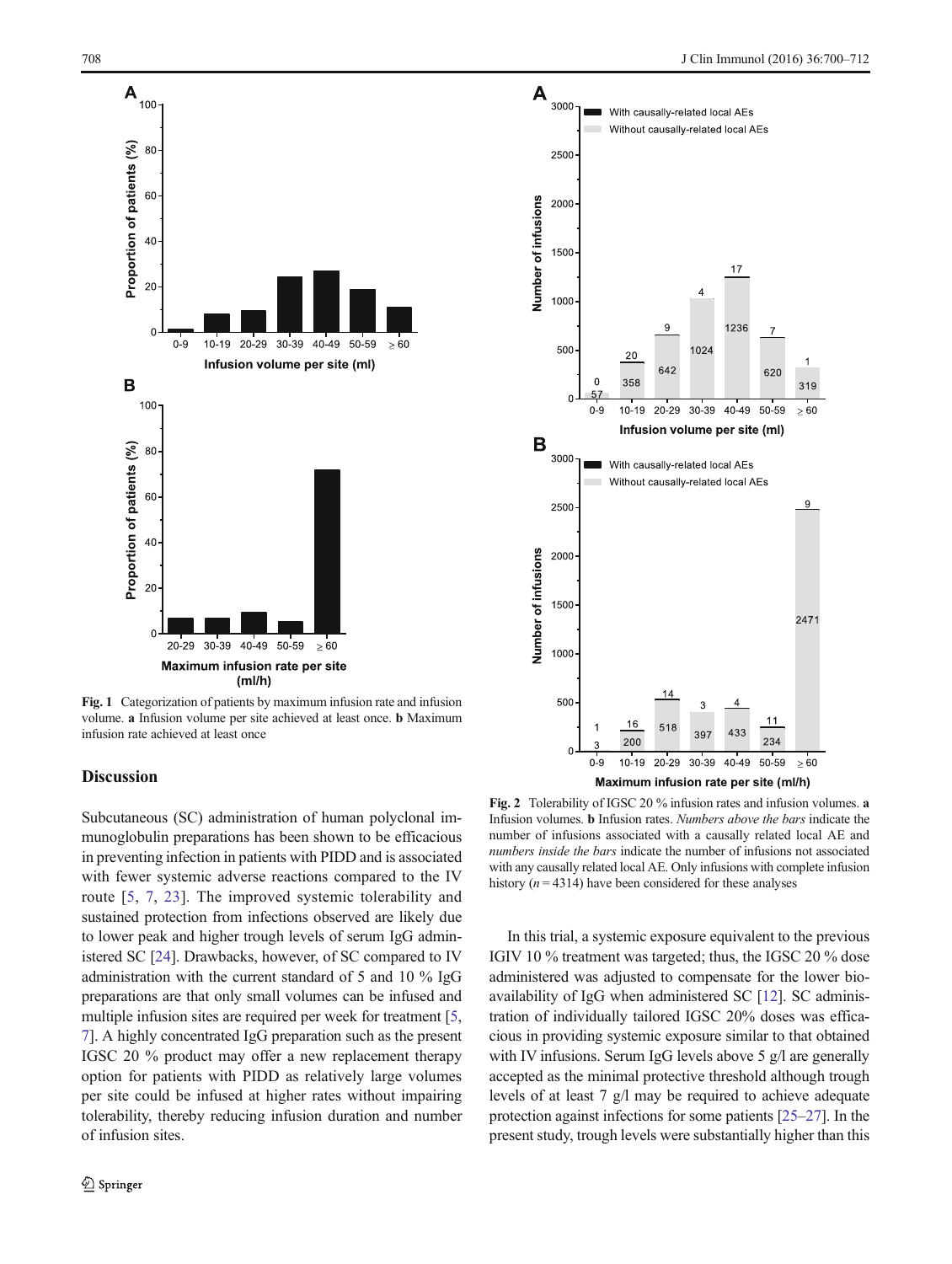Fig. 1 Categorization of patients by maximum infusion rate and infusion volume. **a** Infusion volume per site achieved at least once. **b** Maximum infusion rate achieved at least once

Fig. 2 Tolerability of IGSC 20 % infusion rates and infusion volumes. **a** Infusion volumes. **b** Infusion rates. *Numbers above the bars* indicate the number of infusions associated with a causally related local AE and *numbers inside the bars* indicate the number of infusions not associated with any causally related local AE. Only infusions with complete infusion history ($n = 4314$) have been considered for these analyses

## Discussion

Subcutaneous (SC) administration of human polyclonal immunoglobulin preparations has been shown to be efficacious in preventing infection in patients with PIDD and is associated with fewer systemic adverse reactions compared to the IV route [5, 7, 23]. The improved systemic tolerability and sustained protection from infections observed are likely due to lower peak and higher trough levels of serum IgG administered SC [24]. Drawbacks, however, of SC compared to IV administration with the current standard of 5 and 10 % IgG preparations are that only small volumes can be infused and multiple infusion sites are required per week for treatment [5, 7]. A highly concentrated IgG preparation such as the present IGSC 20 % product may offer a new replacement therapy option for patients with PIDD as relatively large volumes per site could be infused at higher rates without impairing tolerability, thereby reducing infusion duration and number of infusion sites.

In this trial, a systemic exposure equivalent to the previous IGIV 10 % treatment was targeted; thus, the IGSC 20 % dose administered was adjusted to compensate for the lower bioavailability of IgG when administered SC [12]. SC administration of individually tailored IGSC 20% doses was efficacious in providing systemic exposure similar to that obtained with IV infusions. Serum IgG levels above 5 g/l are generally accepted as the minimal protective threshold although trough levels of at least 7 g/l may be required to achieve adequate protection against infections for some patients [25–27]. In the present study, trough levels were substantially higher than this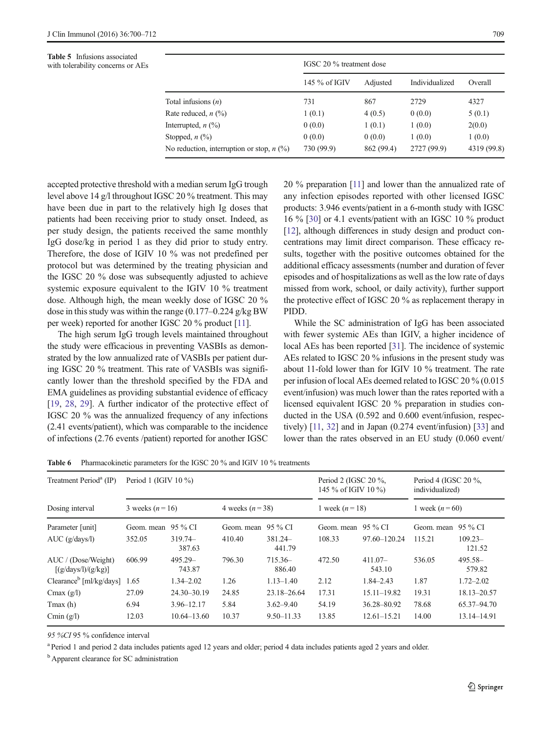**Table 5** Infusions associated with tolerability concerns or AEs

| | IGSC 20 % treatment dose | | | |
|---|---|---|---|---|
| | 145 % of IGIV | Adjusted | Individualized | Overall |
| Total infusions (*n*) | 731 | 867 | 2729 | 4327 |
| Rate reduced, *n* (%) | 1 (0.1) | 4 (0.5) | 0 (0.0) | 5 (0.1) |
| Interrupted, *n* (%) | 0 (0.0) | 1 (0.1) | 1 (0.0) | 2(0.0) |
| Stopped, *n* (%) | 0 (0.0) | 0 (0.0) | 1 (0.0) | 1 (0.0) |
| No reduction, interruption or stop, *n* (%) | 730 (99.9) | 862 (99.4) | 2727 (99.9) | 4319 (99.8) |

accepted protective threshold with a median serum IgG trough level above 14 g/l throughout IGSC 20 % treatment. This may have been due in part to the relatively high Ig doses that patients had been receiving prior to study onset. Indeed, as per study design, the patients received the same monthly IgG dose/kg in period 1 as they did prior to study entry. Therefore, the dose of IGIV 10 % was not predefined per protocol but was determined by the treating physician and the IGSC 20 % dose was subsequently adjusted to achieve systemic exposure equivalent to the IGIV 10 % treatment dose. Although high, the mean weekly dose of IGSC 20 % dose in this study was within the range (0.177–0.224 g/kg BW per week) reported for another IGSC 20 % product [11].

The high serum IgG trough levels maintained throughout the study were efficacious in preventing VASBIs as demonstrated by the low annualized rate of VASBIs per patient during IGSC 20 % treatment. This rate of VASBIs was significantly lower than the threshold specified by the FDA and EMA guidelines as providing substantial evidence of efficacy [19, 28, 29]. A further indicator of the protective effect of IGSC 20 % was the annualized frequency of any infections (2.41 events/patient), which was comparable to the incidence of infections (2.76 events /patient) reported for another IGSC 20 % preparation [11] and lower than the annualized rate of any infection episodes reported with other licensed IGSC products: 3.946 events/patient in a 6-month study with IGSC 16 % [30] or 4.1 events/patient with an IGSC 10 % product [12], although differences in study design and product concentrations may limit direct comparison. These efficacy results, together with the positive outcomes obtained for the additional efficacy assessments (number and duration of fever episodes and of hospitalizations as well as the low rate of days missed from work, school, or daily activity), further support the protective effect of IGSC 20 % as replacement therapy in PIDD.

While the SC administration of IgG has been associated with fewer systemic AEs than IGIV, a higher incidence of local AEs has been reported [31]. The incidence of systemic AEs related to IGSC 20 % infusions in the present study was about 11-fold lower than for IGIV 10 % treatment. The rate per infusion of local AEs deemed related to IGSC 20 % (0.015 event/infusion) was much lower than the rates reported with a licensed equivalent IGSC 20 % preparation in studies conducted in the USA (0.592 and 0.600 event/infusion, respectively) [11, 32] and in Japan (0.274 event/infusion) [33] and lower than the rates observed in an EU study (0.060 event/

**Table 6** Pharmacokinetic parameters for the IGSC 20 % and IGIV 10 % treatments

| Treatment Period[a] (IP) | Period 1 (IGIV 10 %) | | | | Period 2 (IGSC 20 %, 145 % of IGIV 10 %) | | Period 4 (IGSC 20 %, individualized) | |
|---|---|---|---|---|---|---|---|---|
| Dosing interval | 3 weeks (*n* = 16) | | 4 weeks (*n* = 38) | | 1 week (*n* = 18) | | 1 week (*n* = 60) | |
| Parameter [unit] | Geom. mean | 95 % CI | Geom. mean | 95 % CI | Geom. mean | 95 % CI | Geom. mean | 95 % CI |
| AUC (g/days/l) | 352.05 | 319.74–387.63 | 410.40 | 381.24–441.79 | 108.33 | 97.60–120.24 | 115.21 | 109.23–121.52 |
| AUC / (Dose/Weight) [(g/days/l)/(g/kg)] | 606.99 | 495.29–743.87 | 796.30 | 715.36–886.40 | 472.50 | 411.07–543.10 | 536.05 | 495.58–579.82 |
| Clearance[b] [ml/kg/days] | 1.65 | 1.34–2.02 | 1.26 | 1.13–1.40 | 2.12 | 1.84–2.43 | 1.87 | 1.72–2.02 |
| Cmax (g/l) | 27.09 | 24.30–30.19 | 24.85 | 23.18–26.64 | 17.31 | 15.11–19.82 | 19.31 | 18.13–20.57 |
| Tmax (h) | 6.94 | 3.96–12.17 | 5.84 | 3.62–9.40 | 54.19 | 36.28–80.92 | 78.68 | 65.37–94.70 |
| Cmin (g/l) | 12.03 | 10.64–13.60 | 10.37 | 9.50–11.33 | 13.85 | 12.61–15.21 | 14.00 | 13.14–14.91 |

*95 %CI* 95 % confidence interval

[a] Period 1 and period 2 data includes patients aged 12 years and older; period 4 data includes patients aged 2 years and older.

[b] Apparent clearance for SC administration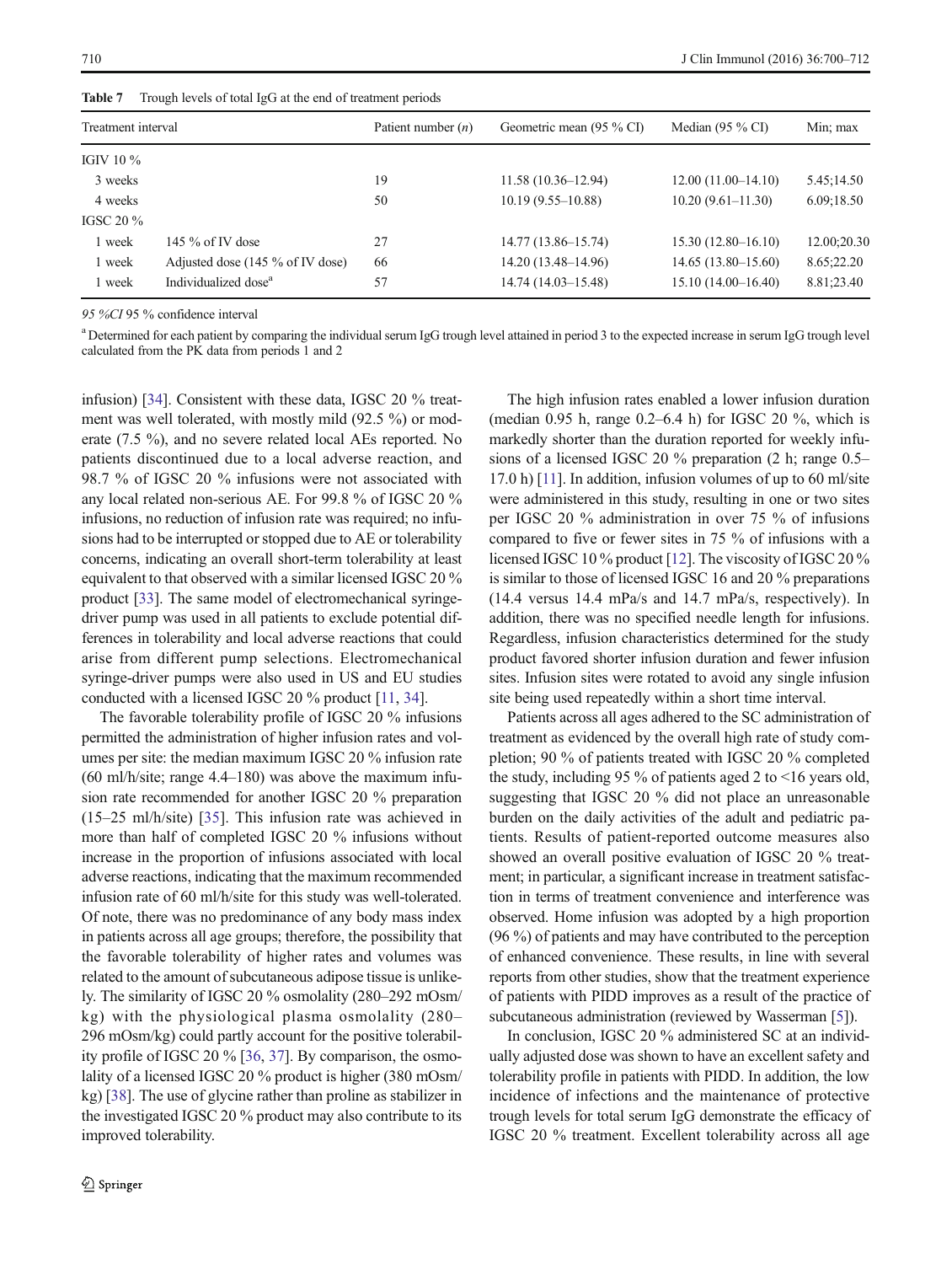**Table 7** Trough levels of total IgG at the end of treatment periods

| Treatment interval | | Patient number (*n*) | Geometric mean (95 % CI) | Median (95 % CI) | Min; max |
|---|---|---|---|---|---|
| IGIV 10 % | | | | | |
| 3 weeks | | 19 | 11.58 (10.36–12.94) | 12.00 (11.00–14.10) | 5.45;14.50 |
| 4 weeks | | 50 | 10.19 (9.55–10.88) | 10.20 (9.61–11.30) | 6.09;18.50 |
| IGSC 20 % | | | | | |
| 1 week | 145 % of IV dose | 27 | 14.77 (13.86–15.74) | 15.30 (12.80–16.10) | 12.00;20.30 |
| 1 week | Adjusted dose (145 % of IV dose) | 66 | 14.20 (13.48–14.96) | 14.65 (13.80–15.60) | 8.65;22.20 |
| 1 week | Individualized dose[a] | 57 | 14.74 (14.03–15.48) | 15.10 (14.00–16.40) | 8.81;23.40 |

*95 %CI* 95 % confidence interval

[a] Determined for each patient by comparing the individual serum IgG trough level attained in period 3 to the expected increase in serum IgG trough level calculated from the PK data from periods 1 and 2

infusion) [34]. Consistent with these data, IGSC 20 % treatment was well tolerated, with mostly mild (92.5 %) or moderate (7.5 %), and no severe related local AEs reported. No patients discontinued due to a local adverse reaction, and 98.7 % of IGSC 20 % infusions were not associated with any local related non-serious AE. For 99.8 % of IGSC 20 % infusions, no reduction of infusion rate was required; no infusions had to be interrupted or stopped due to AE or tolerability concerns, indicating an overall short-term tolerability at least equivalent to that observed with a similar licensed IGSC 20 % product [33]. The same model of electromechanical syringe-driver pump was used in all patients to exclude potential differences in tolerability and local adverse reactions that could arise from different pump selections. Electromechanical syringe-driver pumps were also used in US and EU studies conducted with a licensed IGSC 20 % product [11, 34].

The favorable tolerability profile of IGSC 20 % infusions permitted the administration of higher infusion rates and volumes per site: the median maximum IGSC 20 % infusion rate (60 ml/h/site; range 4.4–180) was above the maximum infusion rate recommended for another IGSC 20 % preparation (15–25 ml/h/site) [35]. This infusion rate was achieved in more than half of completed IGSC 20 % infusions without increase in the proportion of infusions associated with local adverse reactions, indicating that the maximum recommended infusion rate of 60 ml/h/site for this study was well-tolerated. Of note, there was no predominance of any body mass index in patients across all age groups; therefore, the possibility that the favorable tolerability of higher rates and volumes was related to the amount of subcutaneous adipose tissue is unlikely. The similarity of IGSC 20 % osmolality (280–292 mOsm/kg) with the physiological plasma osmolality (280–296 mOsm/kg) could partly account for the positive tolerability profile of IGSC 20 % [36, 37]. By comparison, the osmolality of a licensed IGSC 20 % product is higher (380 mOsm/kg) [38]. The use of glycine rather than proline as stabilizer in the investigated IGSC 20 % product may also contribute to its improved tolerability.

The high infusion rates enabled a lower infusion duration (median 0.95 h, range 0.2–6.4 h) for IGSC 20 %, which is markedly shorter than the duration reported for weekly infusions of a licensed IGSC 20 % preparation (2 h; range 0.5–17.0 h) [11]. In addition, infusion volumes of up to 60 ml/site were administered in this study, resulting in one or two sites per IGSC 20 % administration in over 75 % of infusions compared to five or fewer sites in 75 % of infusions with a licensed IGSC 10 % product [12]. The viscosity of IGSC 20 % is similar to those of licensed IGSC 16 and 20 % preparations (14.4 versus 14.4 mPa/s and 14.7 mPa/s, respectively). In addition, there was no specified needle length for infusions. Regardless, infusion characteristics determined for the study product favored shorter infusion duration and fewer infusion sites. Infusion sites were rotated to avoid any single infusion site being used repeatedly within a short time interval.

Patients across all ages adhered to the SC administration of treatment as evidenced by the overall high rate of study completion; 90 % of patients treated with IGSC 20 % completed the study, including 95 % of patients aged 2 to <16 years old, suggesting that IGSC 20 % did not place an unreasonable burden on the daily activities of the adult and pediatric patients. Results of patient-reported outcome measures also showed an overall positive evaluation of IGSC 20 % treatment; in particular, a significant increase in treatment satisfaction in terms of treatment convenience and interference was observed. Home infusion was adopted by a high proportion (96 %) of patients and may have contributed to the perception of enhanced convenience. These results, in line with several reports from other studies, show that the treatment experience of patients with PIDD improves as a result of the practice of subcutaneous administration (reviewed by Wasserman [5]).

In conclusion, IGSC 20 % administered SC at an individually adjusted dose was shown to have an excellent safety and tolerability profile in patients with PIDD. In addition, the low incidence of infections and the maintenance of protective trough levels for total serum IgG demonstrate the efficacy of IGSC 20 % treatment. Excellent tolerability across all age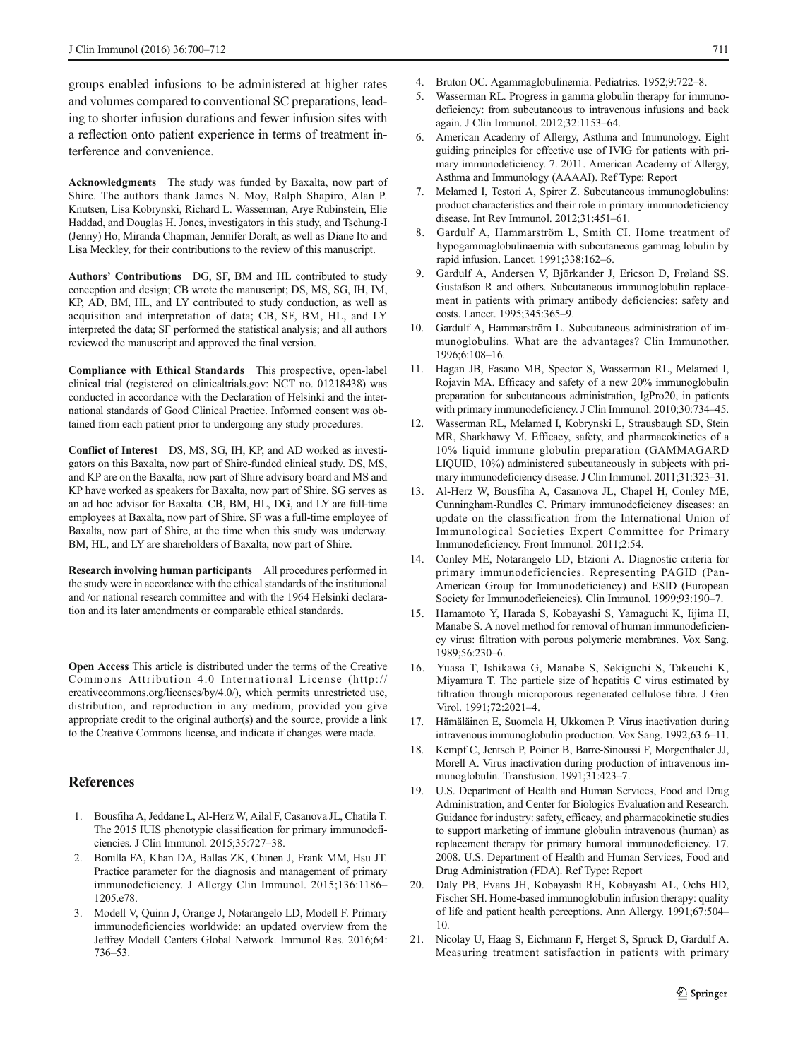groups enabled infusions to be administered at higher rates and volumes compared to conventional SC preparations, leading to shorter infusion durations and fewer infusion sites with a reflection onto patient experience in terms of treatment interference and convenience.

**Acknowledgments** The study was funded by Baxalta, now part of Shire. The authors thank James N. Moy, Ralph Shapiro, Alan P. Knutsen, Lisa Kobrynski, Richard L. Wasserman, Arye Rubinstein, Elie Haddad, and Douglas H. Jones, investigators in this study, and Tschung-I (Jenny) Ho, Miranda Chapman, Jennifer Doralt, as well as Diane Ito and Lisa Meckley, for their contributions to the review of this manuscript.

**Authors' Contributions** DG, SF, BM and HL contributed to study conception and design; CB wrote the manuscript; DS, MS, SG, IH, IM, KP, AD, BM, HL, and LY contributed to study conduction, as well as acquisition and interpretation of data; CB, SF, BM, HL, and LY interpreted the data; SF performed the statistical analysis; and all authors reviewed the manuscript and approved the final version.

**Compliance with Ethical Standards** This prospective, open-label clinical trial (registered on clinicaltrials.gov: NCT no. 01218438) was conducted in accordance with the Declaration of Helsinki and the international standards of Good Clinical Practice. Informed consent was obtained from each patient prior to undergoing any study procedures.

**Conflict of Interest** DS, MS, SG, IH, KP, and AD worked as investigators on this Baxalta, now part of Shire-funded clinical study. DS, MS, and KP are on the Baxalta, now part of Shire advisory board and MS and KP have worked as speakers for Baxalta, now part of Shire. SG serves as an ad hoc advisor for Baxalta. CB, BM, HL, DG, and LY are full-time employees at Baxalta, now part of Shire. SF was a full-time employee of Baxalta, now part of Shire, at the time when this study was underway. BM, HL, and LY are shareholders of Baxalta, now part of Shire.

**Research involving human participants** All procedures performed in the study were in accordance with the ethical standards of the institutional and /or national research committee and with the 1964 Helsinki declaration and its later amendments or comparable ethical standards.

**Open Access** This article is distributed under the terms of the Creative Commons Attribution 4.0 International License (http://creativecommons.org/licenses/by/4.0/), which permits unrestricted use, distribution, and reproduction in any medium, provided you give appropriate credit to the original author(s) and the source, provide a link to the Creative Commons license, and indicate if changes were made.

## References

1. Bousfiha A, Jeddane L, Al-Herz W, Ailal F, Casanova JL, Chatila T. The 2015 IUIS phenotypic classification for primary immunodeficiencies. J Clin Immunol. 2015;35:727–38.
2. Bonilla FA, Khan DA, Ballas ZK, Chinen J, Frank MM, Hsu JT. Practice parameter for the diagnosis and management of primary immunodeficiency. J Allergy Clin Immunol. 2015;136:1186–1205.e78.
3. Modell V, Quinn J, Orange J, Notarangelo LD, Modell F. Primary immunodeficiencies worldwide: an updated overview from the Jeffrey Modell Centers Global Network. Immunol Res. 2016;64: 736–53.
4. Bruton OC. Agammaglobulinemia. Pediatrics. 1952;9:722–8.
5. Wasserman RL. Progress in gamma globulin therapy for immunodeficiency: from subcutaneous to intravenous infusions and back again. J Clin Immunol. 2012;32:1153–64.
6. American Academy of Allergy, Asthma and Immunology. Eight guiding principles for effective use of IVIG for patients with primary immunodeficiency. 7. 2011. American Academy of Allergy, Asthma and Immunology (AAAAI). Ref Type: Report
7. Melamed I, Testori A, Spirer Z. Subcutaneous immunoglobulins: product characteristics and their role in primary immunodeficiency disease. Int Rev Immunol. 2012;31:451–61.
8. Gardulf A, Hammarström L, Smith CI. Home treatment of hypogammaglobulinaemia with subcutaneous gammag lobulin by rapid infusion. Lancet. 1991;338:162–6.
9. Gardulf A, Andersen V, Björkander J, Ericson D, Frøland SS. Gustafson R and others. Subcutaneous immunoglobulin replacement in patients with primary antibody deficiencies: safety and costs. Lancet. 1995;345:365–9.
10. Gardulf A, Hammarström L. Subcutaneous administration of immunoglobulins. What are the advantages? Clin Immunother. 1996;6:108–16.
11. Hagan JB, Fasano MB, Spector S, Wasserman RL, Melamed I, Rojavin MA. Efficacy and safety of a new 20% immunoglobulin preparation for subcutaneous administration, IgPro20, in patients with primary immunodeficiency. J Clin Immunol. 2010;30:734–45.
12. Wasserman RL, Melamed I, Kobrynski L, Strausbaugh SD, Stein MR, Sharkhawy M. Efficacy, safety, and pharmacokinetics of a 10% liquid immune globulin preparation (GAMMAGARD LIQUID, 10%) administered subcutaneously in subjects with primary immunodeficiency disease. J Clin Immunol. 2011;31:323–31.
13. Al-Herz W, Bousfiha A, Casanova JL, Chapel H, Conley ME, Cunningham-Rundles C. Primary immunodeficiency diseases: an update on the classification from the International Union of Immunological Societies Expert Committee for Primary Immunodeficiency. Front Immunol. 2011;2:54.
14. Conley ME, Notarangelo LD, Etzioni A. Diagnostic criteria for primary immunodeficiencies. Representing PAGID (Pan-American Group for Immunodeficiency) and ESID (European Society for Immunodeficiencies). Clin Immunol. 1999;93:190–7.
15. Hamamoto Y, Harada S, Kobayashi S, Yamaguchi K, Iijima H, Manabe S. A novel method for removal of human immunodeficiency virus: filtration with porous polymeric membranes. Vox Sang. 1989;56:230–6.
16. Yuasa T, Ishikawa G, Manabe S, Sekiguchi S, Takeuchi K, Miyamura T. The particle size of hepatitis C virus estimated by filtration through microporous regenerated cellulose fibre. J Gen Virol. 1991;72:2021–4.
17. Hämäläinen E, Suomela H, Ukkomen P. Virus inactivation during intravenous immunoglobulin production. Vox Sang. 1992;63:6–11.
18. Kempf C, Jentsch P, Poirier B, Barre-Sinoussi F, Morgenthaler JJ, Morell A. Virus inactivation during production of intravenous immunoglobulin. Transfusion. 1991;31:423–7.
19. U.S. Department of Health and Human Services, Food and Drug Administration, and Center for Biologics Evaluation and Research. Guidance for industry: safety, efficacy, and pharmacokinetic studies to support marketing of immune globulin intravenous (human) as replacement therapy for primary humoral immunodeficiency. 17. 2008. U.S. Department of Health and Human Services, Food and Drug Administration (FDA). Ref Type: Report
20. Daly PB, Evans JH, Kobayashi RH, Kobayashi AL, Ochs HD, Fischer SH. Home-based immunoglobulin infusion therapy: quality of life and patient health perceptions. Ann Allergy. 1991;67:504–10.
21. Nicolay U, Haag S, Eichmann F, Herget S, Spruck D, Gardulf A. Measuring treatment satisfaction in patients with primary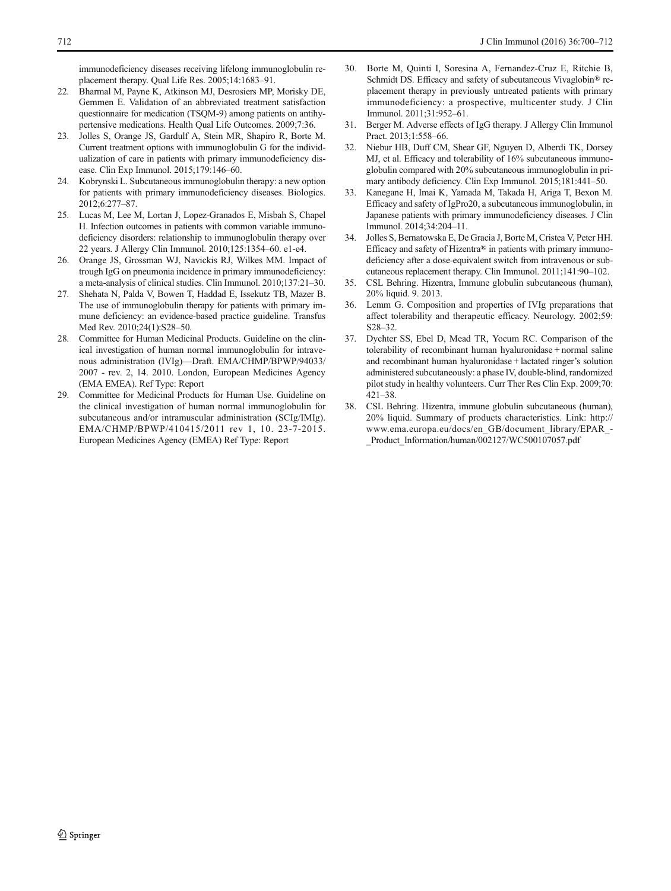immunodeficiency diseases receiving lifelong immunoglobulin replacement therapy. Qual Life Res. 2005;14:1683–91.

22. Bharmal M, Payne K, Atkinson MJ, Desrosiers MP, Morisky DE, Gemmen E. Validation of an abbreviated treatment satisfaction questionnaire for medication (TSQM-9) among patients on antihypertensive medications. Health Qual Life Outcomes. 2009;7:36.
23. Jolles S, Orange JS, Gardulf A, Stein MR, Shapiro R, Borte M. Current treatment options with immunoglobulin G for the individualization of care in patients with primary immunodeficiency disease. Clin Exp Immunol. 2015;179:146–60.
24. Kobrynski L. Subcutaneous immunoglobulin therapy: a new option for patients with primary immunodeficiency diseases. Biologics. 2012;6:277–87.
25. Lucas M, Lee M, Lortan J, Lopez-Granados E, Misbah S, Chapel H. Infection outcomes in patients with common variable immunodeficiency disorders: relationship to immunoglobulin therapy over 22 years. J Allergy Clin Immunol. 2010;125:1354–60. e1-e4.
26. Orange JS, Grossman WJ, Navickis RJ, Wilkes MM. Impact of trough IgG on pneumonia incidence in primary immunodeficiency: a meta-analysis of clinical studies. Clin Immunol. 2010;137:21–30.
27. Shehata N, Palda V, Bowen T, Haddad E, Issekutz TB, Mazer B. The use of immunoglobulin therapy for patients with primary immune deficiency: an evidence-based practice guideline. Transfus Med Rev. 2010;24(1):S28–50.
28. Committee for Human Medicinal Products. Guideline on the clinical investigation of human normal immunoglobulin for intravenous administration (IVIg)—Draft. EMA/CHMP/BPWP/94033/2007 - rev. 2, 14. 2010. London, European Medicines Agency (EMA EMEA). Ref Type: Report
29. Committee for Medicinal Products for Human Use. Guideline on the clinical investigation of human normal immunoglobulin for subcutaneous and/or intramuscular administration (SCIg/IMIg). EMA/CHMP/BPWP/410415/2011 rev 1, 10. 23-7-2015. European Medicines Agency (EMEA) Ref Type: Report
30. Borte M, Quinti I, Soresina A, Fernandez-Cruz E, Ritchie B, Schmidt DS. Efficacy and safety of subcutaneous Vivaglobin® replacement therapy in previously untreated patients with primary immunodeficiency: a prospective, multicenter study. J Clin Immunol. 2011;31:952–61.
31. Berger M. Adverse effects of IgG therapy. J Allergy Clin Immunol Pract. 2013;1:558–66.
32. Niebur HB, Duff CM, Shear GF, Nguyen D, Alberdi TK, Dorsey MJ, et al. Efficacy and tolerability of 16% subcutaneous immunoglobulin compared with 20% subcutaneous immunoglobulin in primary antibody deficiency. Clin Exp Immunol. 2015;181:441–50.
33. Kanegane H, Imai K, Yamada M, Takada H, Ariga T, Bexon M. Efficacy and safety of IgPro20, a subcutaneous immunoglobulin, in Japanese patients with primary immunodeficiency diseases. J Clin Immunol. 2014;34:204–11.
34. Jolles S, Bernatowska E, De Gracia J, Borte M, Cristea V, Peter HH. Efficacy and safety of Hizentra® in patients with primary immunodeficiency after a dose-equivalent switch from intravenous or subcutaneous replacement therapy. Clin Immunol. 2011;141:90–102.
35. CSL Behring. Hizentra, Immune globulin subcutaneous (human), 20% liquid. 9. 2013.
36. Lemm G. Composition and properties of IVIg preparations that affect tolerability and therapeutic efficacy. Neurology. 2002;59:S28–32.
37. Dychter SS, Ebel D, Mead TR, Yocum RC. Comparison of the tolerability of recombinant human hyaluronidase + normal saline and recombinant human hyaluronidase + lactated ringer's solution administered subcutaneously: a phase IV, double-blind, randomized pilot study in healthy volunteers. Curr Ther Res Clin Exp. 2009;70:421–38.
38. CSL Behring. Hizentra, immune globulin subcutaneous (human), 20% liquid. Summary of products characteristics. Link: http://www.ema.europa.eu/docs/en_GB/document_library/EPAR_-_Product_Information/human/002127/WC500107057.pdf